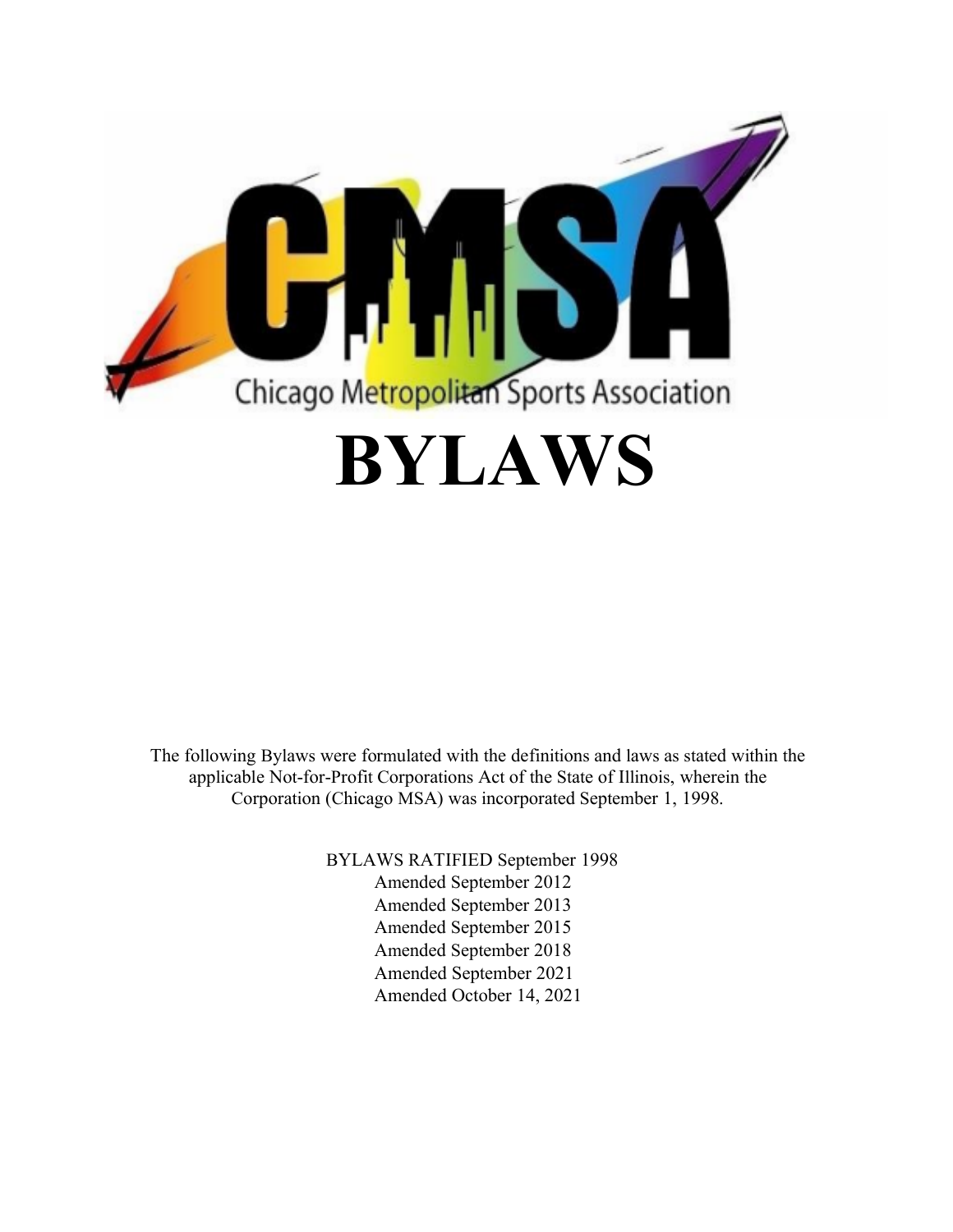# BYLAWS

The following Bylaws were formulated with the definitions and laws as stated within the applicable Not-for-Profit Corporations Act of the State of Illinois, wherein the Corporation (Chicago MSA) was incorporated September 1, 1998.

BYLAWS RATIFIED September 1998
Amended September 2012
Amended September 2013
Amended September 2015
Amended September 2018
Amended September 2021
Amended October 14, 2021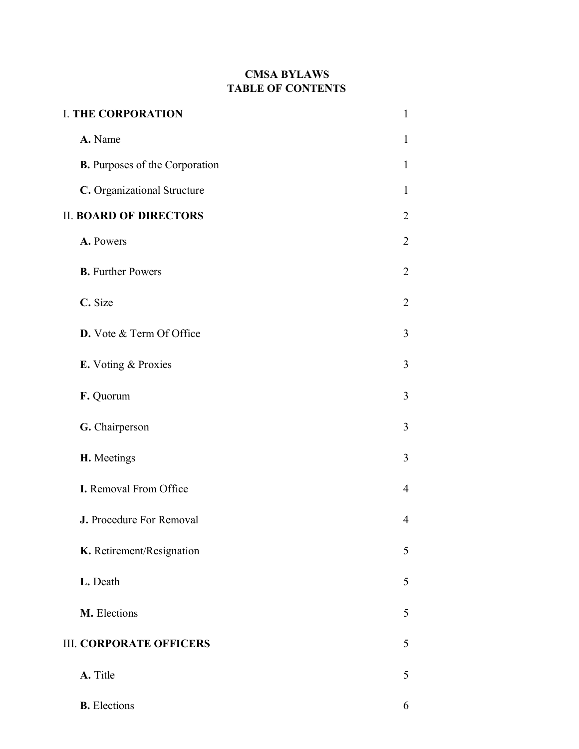# CMSA BYLAWS
# TABLE OF CONTENTS

| | |
|---|---|
| I. **THE CORPORATION** | 1 |
| **A.** Name | 1 |
| **B.** Purposes of the Corporation | 1 |
| **C.** Organizational Structure | 1 |
| II. **BOARD OF DIRECTORS** | 2 |
| **A.** Powers | 2 |
| **B.** Further Powers | 2 |
| **C.** Size | 2 |
| **D.** Vote & Term Of Office | 3 |
| **E.** Voting & Proxies | 3 |
| **F.** Quorum | 3 |
| **G.** Chairperson | 3 |
| **H.** Meetings | 3 |
| **I.** Removal From Office | 4 |
| **J.** Procedure For Removal | 4 |
| **K.** Retirement/Resignation | 5 |
| **L.** Death | 5 |
| **M.** Elections | 5 |
| III. **CORPORATE OFFICERS** | 5 |
| **A.** Title | 5 |
| **B.** Elections | 6 |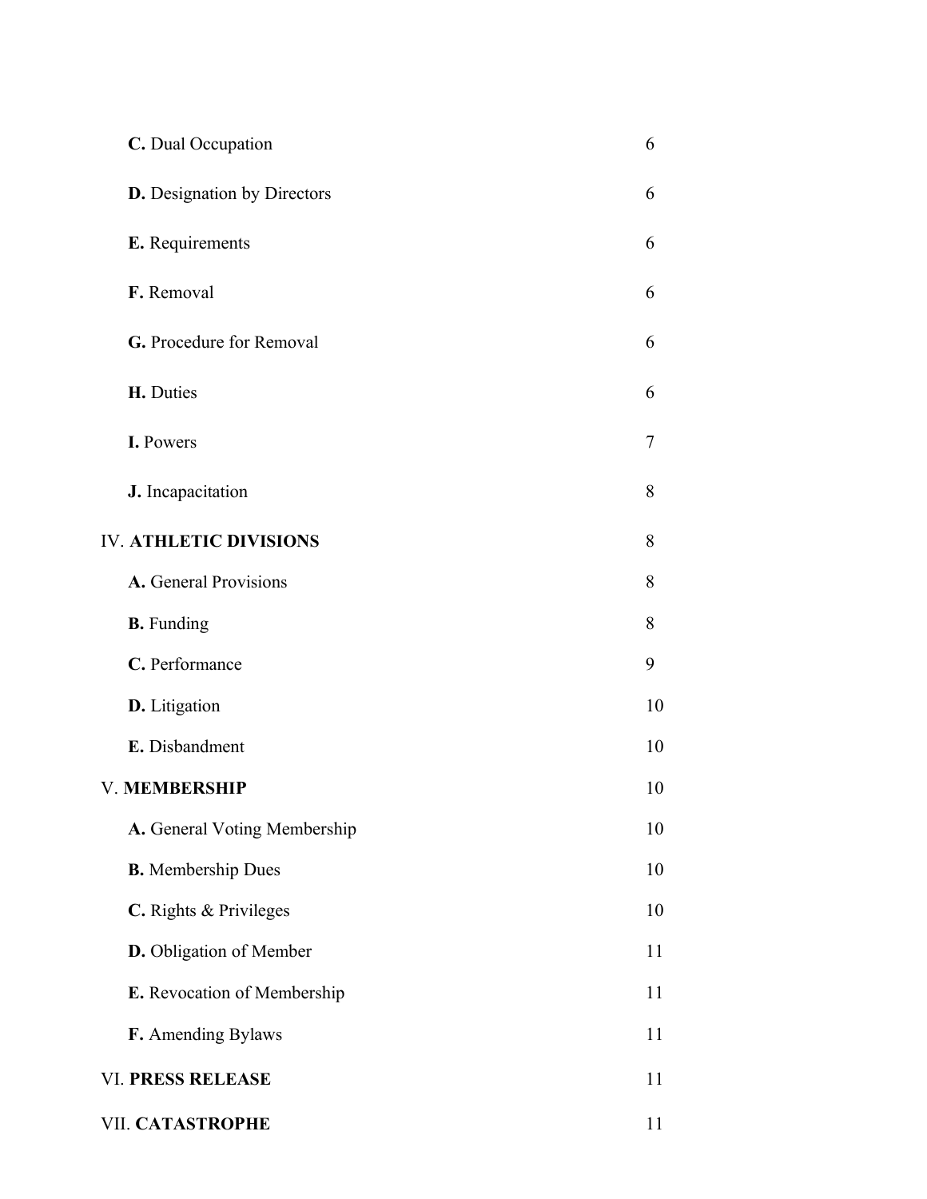| | |
|---|---|
| **C.** Dual Occupation | 6 |
| **D.** Designation by Directors | 6 |
| **E.** Requirements | 6 |
| **F.** Removal | 6 |
| **G.** Procedure for Removal | 6 |
| **H.** Duties | 6 |
| **I.** Powers | 7 |
| **J.** Incapacitation | 8 |
| IV. **ATHLETIC DIVISIONS** | 8 |
| **A.** General Provisions | 8 |
| **B.** Funding | 8 |
| **C.** Performance | 9 |
| **D.** Litigation | 10 |
| **E.** Disbandment | 10 |
| V. **MEMBERSHIP** | 10 |
| **A.** General Voting Membership | 10 |
| **B.** Membership Dues | 10 |
| **C.** Rights & Privileges | 10 |
| **D.** Obligation of Member | 11 |
| **E.** Revocation of Membership | 11 |
| **F.** Amending Bylaws | 11 |
| VI. **PRESS RELEASE** | 11 |
| VII. **CATASTROPHE** | 11 |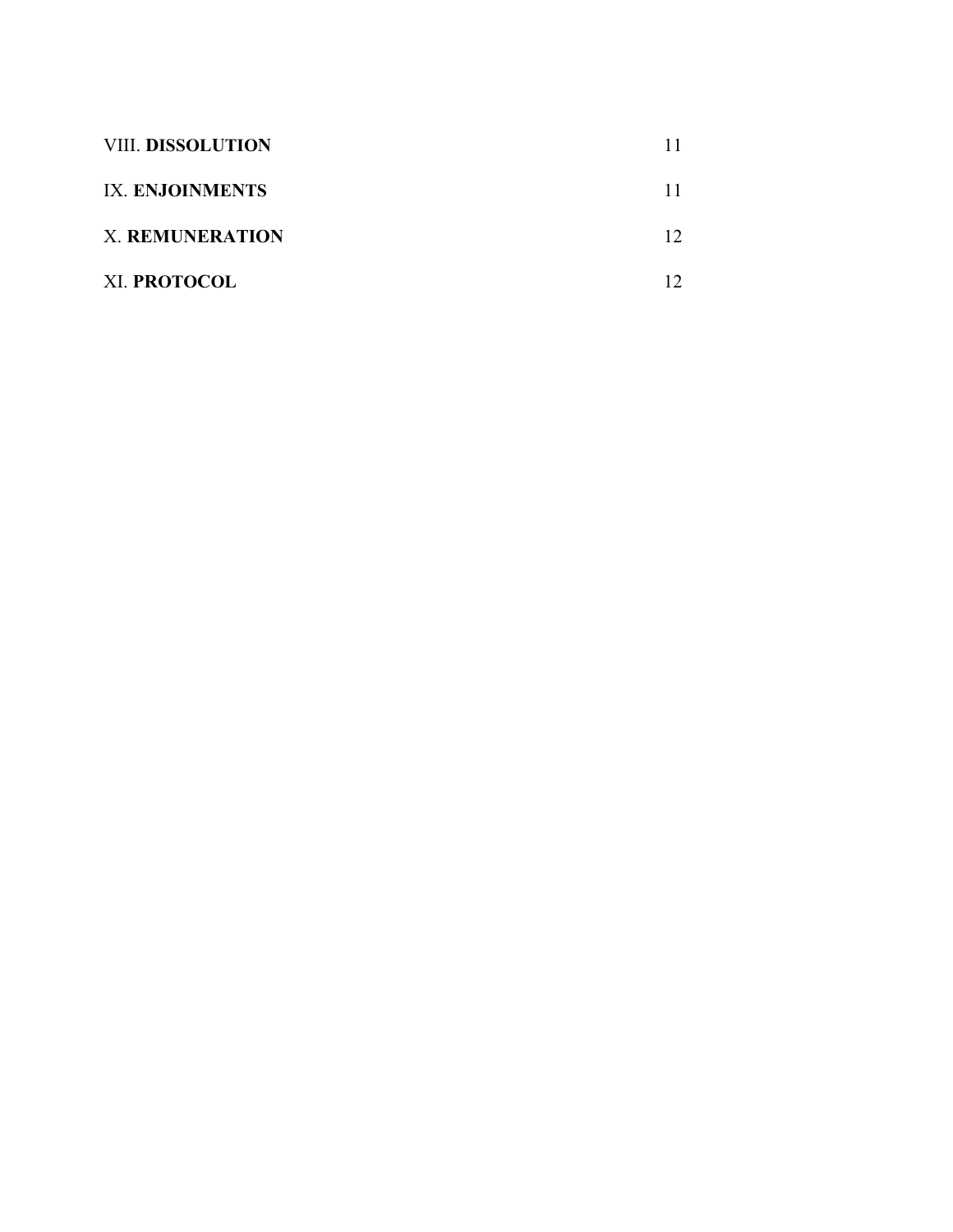| | |
|---|---|
| VIII. **DISSOLUTION** | 11 |
| IX. **ENJOINMENTS** | 11 |
| X. **REMUNERATION** | 12 |
| XI. **PROTOCOL** | 12 |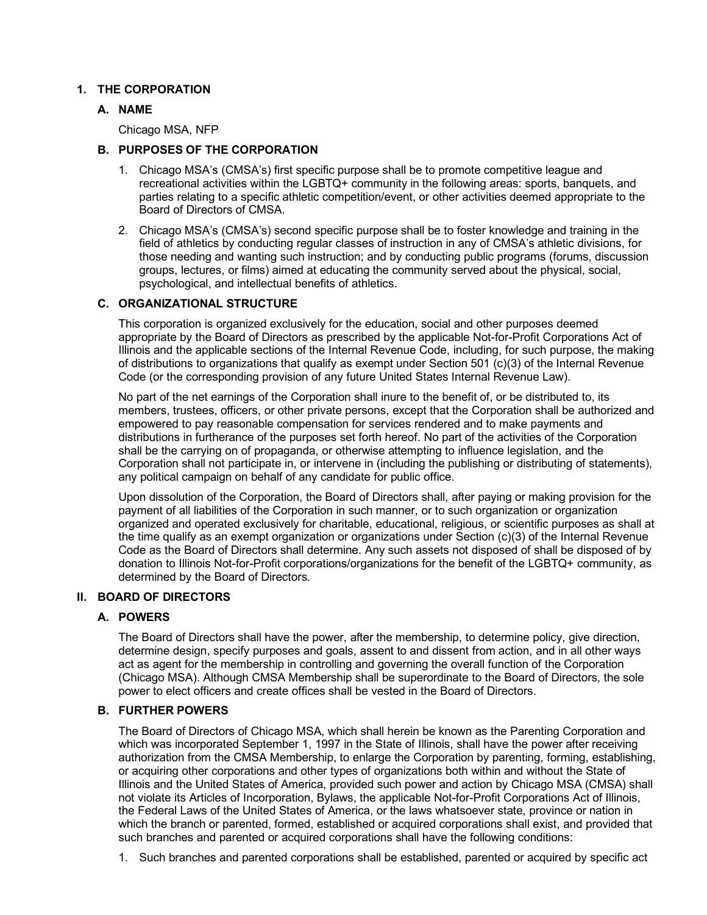## 1. THE CORPORATION

### A. NAME

Chicago MSA, NFP

### B. PURPOSES OF THE CORPORATION

1. Chicago MSA's (CMSA's) first specific purpose shall be to promote competitive league and recreational activities within the LGBTQ+ community in the following areas: sports, banquets, and parties relating to a specific athletic competition/event, or other activities deemed appropriate to the Board of Directors of CMSA.
2. Chicago MSA's (CMSA's) second specific purpose shall be to foster knowledge and training in the field of athletics by conducting regular classes of instruction in any of CMSA's athletic divisions, for those needing and wanting such instruction; and by conducting public programs (forums, discussion groups, lectures, or films) aimed at educating the community served about the physical, social, psychological, and intellectual benefits of athletics.

### C. ORGANIZATIONAL STRUCTURE

This corporation is organized exclusively for the education, social and other purposes deemed appropriate by the Board of Directors as prescribed by the applicable Not-for-Profit Corporations Act of Illinois and the applicable sections of the Internal Revenue Code, including, for such purpose, the making of distributions to organizations that qualify as exempt under Section 501 (c)(3) of the Internal Revenue Code (or the corresponding provision of any future United States Internal Revenue Law).

No part of the net earnings of the Corporation shall inure to the benefit of, or be distributed to, its members, trustees, officers, or other private persons, except that the Corporation shall be authorized and empowered to pay reasonable compensation for services rendered and to make payments and distributions in furtherance of the purposes set forth hereof. No part of the activities of the Corporation shall be the carrying on of propaganda, or otherwise attempting to influence legislation, and the Corporation shall not participate in, or intervene in (including the publishing or distributing of statements), any political campaign on behalf of any candidate for public office.

Upon dissolution of the Corporation, the Board of Directors shall, after paying or making provision for the payment of all liabilities of the Corporation in such manner, or to such organization or organization organized and operated exclusively for charitable, educational, religious, or scientific purposes as shall at the time qualify as an exempt organization or organizations under Section (c)(3) of the Internal Revenue Code as the Board of Directors shall determine. Any such assets not disposed of shall be disposed of by donation to Illinois Not-for-Profit corporations/organizations for the benefit of the LGBTQ+ community, as determined by the Board of Directors.

## II. BOARD OF DIRECTORS

### A. POWERS

The Board of Directors shall have the power, after the membership, to determine policy, give direction, determine design, specify purposes and goals, assent to and dissent from action, and in all other ways act as agent for the membership in controlling and governing the overall function of the Corporation (Chicago MSA). Although CMSA Membership shall be superordinate to the Board of Directors, the sole power to elect officers and create offices shall be vested in the Board of Directors.

### B. FURTHER POWERS

The Board of Directors of Chicago MSA, which shall herein be known as the Parenting Corporation and which was incorporated September 1, 1997 in the State of Illinois, shall have the power after receiving authorization from the CMSA Membership, to enlarge the Corporation by parenting, forming, establishing, or acquiring other corporations and other types of organizations both within and without the State of Illinois and the United States of America, provided such power and action by Chicago MSA (CMSA) shall not violate its Articles of Incorporation, Bylaws, the applicable Not-for-Profit Corporations Act of Illinois, the Federal Laws of the United States of America, or the laws whatsoever state, province or nation in which the branch or parented, formed, established or acquired corporations shall exist, and provided that such branches and parented or acquired corporations shall have the following conditions:

1. Such branches and parented corporations shall be established, parented or acquired by specific act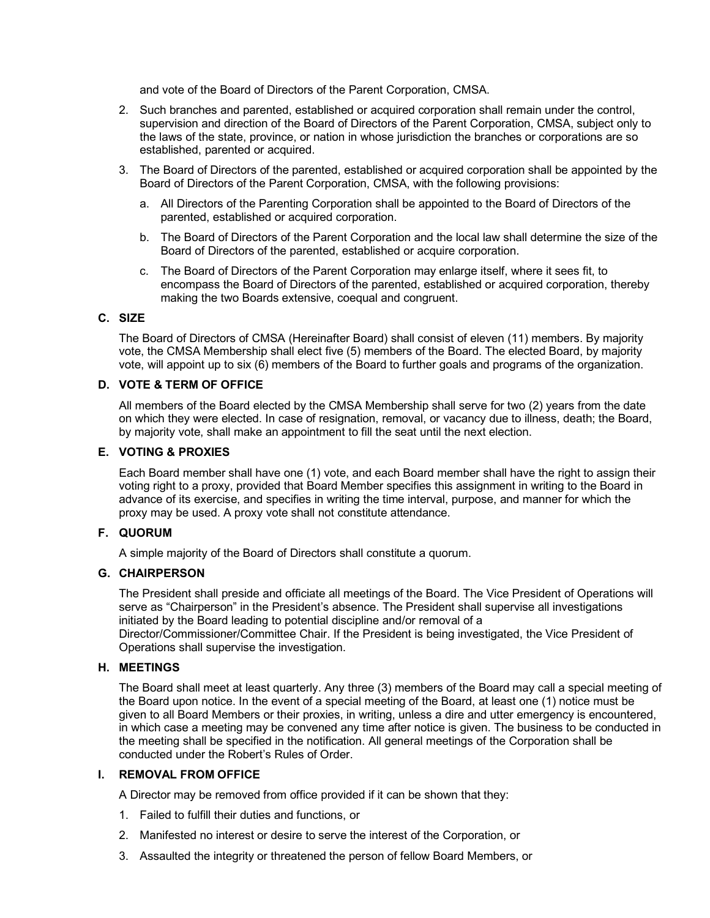and vote of the Board of Directors of the Parent Corporation, CMSA.

2. Such branches and parented, established or acquired corporation shall remain under the control, supervision and direction of the Board of Directors of the Parent Corporation, CMSA, subject only to the laws of the state, province, or nation in whose jurisdiction the branches or corporations are so established, parented or acquired.
3. The Board of Directors of the parented, established or acquired corporation shall be appointed by the Board of Directors of the Parent Corporation, CMSA, with the following provisions:
   a. All Directors of the Parenting Corporation shall be appointed to the Board of Directors of the parented, established or acquired corporation.
   b. The Board of Directors of the Parent Corporation and the local law shall determine the size of the Board of Directors of the parented, established or acquire corporation.
   c. The Board of Directors of the Parent Corporation may enlarge itself, where it sees fit, to encompass the Board of Directors of the parented, established or acquired corporation, thereby making the two Boards extensive, coequal and congruent.

### C. SIZE

The Board of Directors of CMSA (Hereinafter Board) shall consist of eleven (11) members. By majority vote, the CMSA Membership shall elect five (5) members of the Board. The elected Board, by majority vote, will appoint up to six (6) members of the Board to further goals and programs of the organization.

### D. VOTE & TERM OF OFFICE

All members of the Board elected by the CMSA Membership shall serve for two (2) years from the date on which they were elected. In case of resignation, removal, or vacancy due to illness, death; the Board, by majority vote, shall make an appointment to fill the seat until the next election.

### E. VOTING & PROXIES

Each Board member shall have one (1) vote, and each Board member shall have the right to assign their voting right to a proxy, provided that Board Member specifies this assignment in writing to the Board in advance of its exercise, and specifies in writing the time interval, purpose, and manner for which the proxy may be used. A proxy vote shall not constitute attendance.

### F. QUORUM

A simple majority of the Board of Directors shall constitute a quorum.

### G. CHAIRPERSON

The President shall preside and officiate all meetings of the Board. The Vice President of Operations will serve as "Chairperson" in the President's absence. The President shall supervise all investigations initiated by the Board leading to potential discipline and/or removal of a Director/Commissioner/Committee Chair. If the President is being investigated, the Vice President of Operations shall supervise the investigation.

### H. MEETINGS

The Board shall meet at least quarterly. Any three (3) members of the Board may call a special meeting of the Board upon notice. In the event of a special meeting of the Board, at least one (1) notice must be given to all Board Members or their proxies, in writing, unless a dire and utter emergency is encountered, in which case a meeting may be convened any time after notice is given. The business to be conducted in the meeting shall be specified in the notification. All general meetings of the Corporation shall be conducted under the Robert's Rules of Order.

### I. REMOVAL FROM OFFICE

A Director may be removed from office provided if it can be shown that they:

1. Failed to fulfill their duties and functions, or
2. Manifested no interest or desire to serve the interest of the Corporation, or
3. Assaulted the integrity or threatened the person of fellow Board Members, or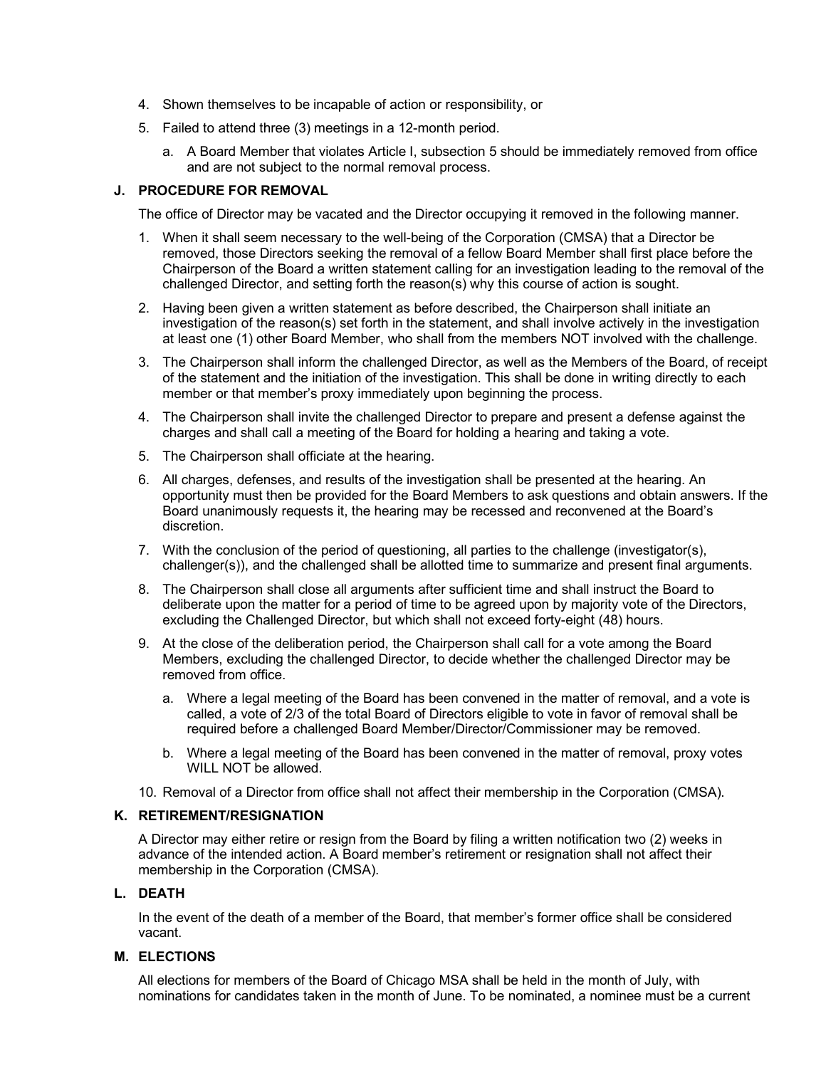4. Shown themselves to be incapable of action or responsibility, or
5. Failed to attend three (3) meetings in a 12-month period.
    a. A Board Member that violates Article I, subsection 5 should be immediately removed from office and are not subject to the normal removal process.

### J. PROCEDURE FOR REMOVAL

The office of Director may be vacated and the Director occupying it removed in the following manner.

1. When it shall seem necessary to the well-being of the Corporation (CMSA) that a Director be removed, those Directors seeking the removal of a fellow Board Member shall first place before the Chairperson of the Board a written statement calling for an investigation leading to the removal of the challenged Director, and setting forth the reason(s) why this course of action is sought.
2. Having been given a written statement as before described, the Chairperson shall initiate an investigation of the reason(s) set forth in the statement, and shall involve actively in the investigation at least one (1) other Board Member, who shall from the members NOT involved with the challenge.
3. The Chairperson shall inform the challenged Director, as well as the Members of the Board, of receipt of the statement and the initiation of the investigation. This shall be done in writing directly to each member or that member's proxy immediately upon beginning the process.
4. The Chairperson shall invite the challenged Director to prepare and present a defense against the charges and shall call a meeting of the Board for holding a hearing and taking a vote.
5. The Chairperson shall officiate at the hearing.
6. All charges, defenses, and results of the investigation shall be presented at the hearing. An opportunity must then be provided for the Board Members to ask questions and obtain answers. If the Board unanimously requests it, the hearing may be recessed and reconvened at the Board's discretion.
7. With the conclusion of the period of questioning, all parties to the challenge (investigator(s), challenger(s)), and the challenged shall be allotted time to summarize and present final arguments.
8. The Chairperson shall close all arguments after sufficient time and shall instruct the Board to deliberate upon the matter for a period of time to be agreed upon by majority vote of the Directors, excluding the Challenged Director, but which shall not exceed forty-eight (48) hours.
9. At the close of the deliberation period, the Chairperson shall call for a vote among the Board Members, excluding the challenged Director, to decide whether the challenged Director may be removed from office.
    a. Where a legal meeting of the Board has been convened in the matter of removal, and a vote is called, a vote of 2/3 of the total Board of Directors eligible to vote in favor of removal shall be required before a challenged Board Member/Director/Commissioner may be removed.
    b. Where a legal meeting of the Board has been convened in the matter of removal, proxy votes WILL NOT be allowed.
10. Removal of a Director from office shall not affect their membership in the Corporation (CMSA).

### K. RETIREMENT/RESIGNATION

A Director may either retire or resign from the Board by filing a written notification two (2) weeks in advance of the intended action. A Board member's retirement or resignation shall not affect their membership in the Corporation (CMSA).

### L. DEATH

In the event of the death of a member of the Board, that member's former office shall be considered vacant.

### M. ELECTIONS

All elections for members of the Board of Chicago MSA shall be held in the month of July, with nominations for candidates taken in the month of June. To be nominated, a nominee must be a current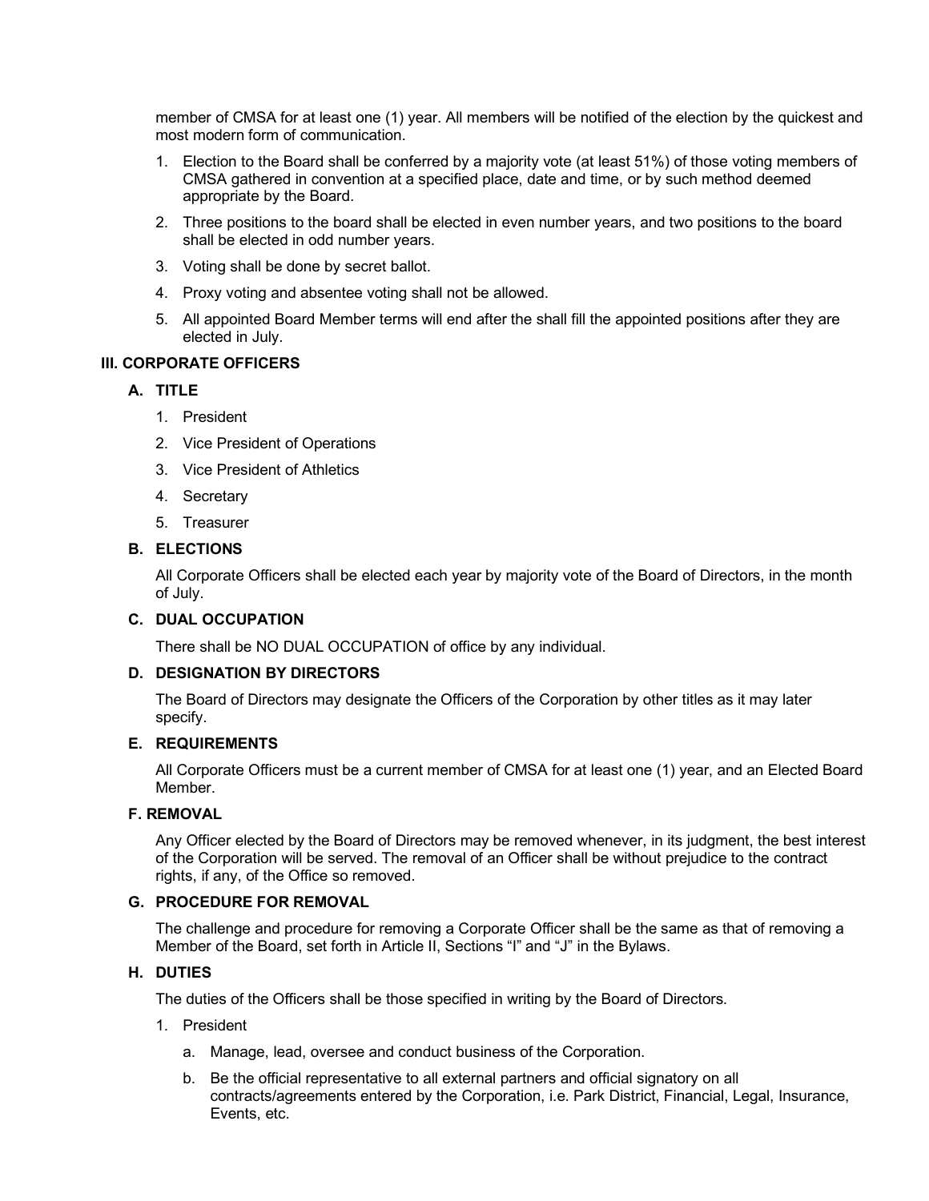member of CMSA for at least one (1) year. All members will be notified of the election by the quickest and most modern form of communication.

1. Election to the Board shall be conferred by a majority vote (at least 51%) of those voting members of CMSA gathered in convention at a specified place, date and time, or by such method deemed appropriate by the Board.
2. Three positions to the board shall be elected in even number years, and two positions to the board shall be elected in odd number years.
3. Voting shall be done by secret ballot.
4. Proxy voting and absentee voting shall not be allowed.
5. All appointed Board Member terms will end after the shall fill the appointed positions after they are elected in July.

## III. CORPORATE OFFICERS

### A. TITLE

1. President
2. Vice President of Operations
3. Vice President of Athletics
4. Secretary
5. Treasurer

### B. ELECTIONS

All Corporate Officers shall be elected each year by majority vote of the Board of Directors, in the month of July.

### C. DUAL OCCUPATION

There shall be NO DUAL OCCUPATION of office by any individual.

### D. DESIGNATION BY DIRECTORS

The Board of Directors may designate the Officers of the Corporation by other titles as it may later specify.

### E. REQUIREMENTS

All Corporate Officers must be a current member of CMSA for at least one (1) year, and an Elected Board Member.

### F. REMOVAL

Any Officer elected by the Board of Directors may be removed whenever, in its judgment, the best interest of the Corporation will be served. The removal of an Officer shall be without prejudice to the contract rights, if any, of the Office so removed.

### G. PROCEDURE FOR REMOVAL

The challenge and procedure for removing a Corporate Officer shall be the same as that of removing a Member of the Board, set forth in Article II, Sections "I" and "J" in the Bylaws.

### H. DUTIES

The duties of the Officers shall be those specified in writing by the Board of Directors.

1. President
   a. Manage, lead, oversee and conduct business of the Corporation.
   b. Be the official representative to all external partners and official signatory on all contracts/agreements entered by the Corporation, i.e. Park District, Financial, Legal, Insurance, Events, etc.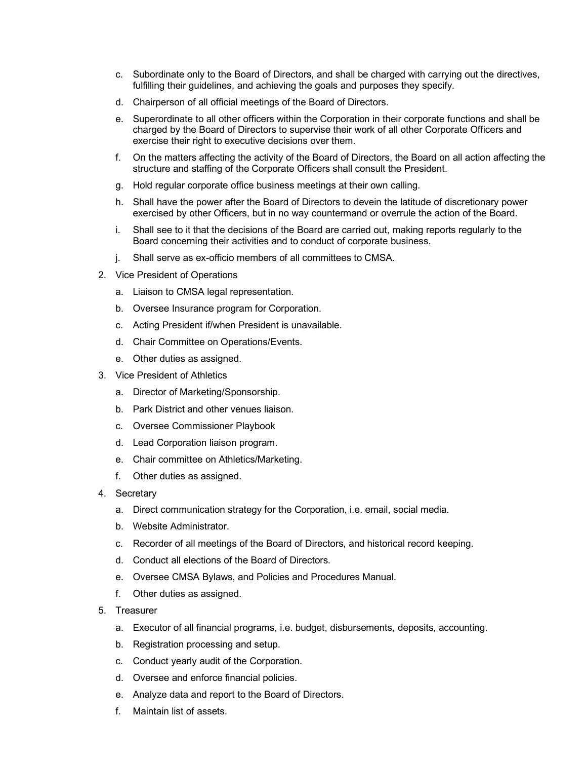c. Subordinate only to the Board of Directors, and shall be charged with carrying out the directives, fulfilling their guidelines, and achieving the goals and purposes they specify.
   d. Chairperson of all official meetings of the Board of Directors.
   e. Superordinate to all other officers within the Corporation in their corporate functions and shall be charged by the Board of Directors to supervise their work of all other Corporate Officers and exercise their right to executive decisions over them.
   f. On the matters affecting the activity of the Board of Directors, the Board on all action affecting the structure and staffing of the Corporate Officers shall consult the President.
   g. Hold regular corporate office business meetings at their own calling.
   h. Shall have the power after the Board of Directors to devein the latitude of discretionary power exercised by other Officers, but in no way countermand or overrule the action of the Board.
   i. Shall see to it that the decisions of the Board are carried out, making reports regularly to the Board concerning their activities and to conduct of corporate business.
   j. Shall serve as ex-officio members of all committees to CMSA.

2. Vice President of Operations
   a. Liaison to CMSA legal representation.
   b. Oversee Insurance program for Corporation.
   c. Acting President if/when President is unavailable.
   d. Chair Committee on Operations/Events.
   e. Other duties as assigned.

3. Vice President of Athletics
   a. Director of Marketing/Sponsorship.
   b. Park District and other venues liaison.
   c. Oversee Commissioner Playbook
   d. Lead Corporation liaison program.
   e. Chair committee on Athletics/Marketing.
   f. Other duties as assigned.

4. Secretary
   a. Direct communication strategy for the Corporation, i.e. email, social media.
   b. Website Administrator.
   c. Recorder of all meetings of the Board of Directors, and historical record keeping.
   d. Conduct all elections of the Board of Directors.
   e. Oversee CMSA Bylaws, and Policies and Procedures Manual.
   f. Other duties as assigned.

5. Treasurer
   a. Executor of all financial programs, i.e. budget, disbursements, deposits, accounting.
   b. Registration processing and setup.
   c. Conduct yearly audit of the Corporation.
   d. Oversee and enforce financial policies.
   e. Analyze data and report to the Board of Directors.
   f. Maintain list of assets.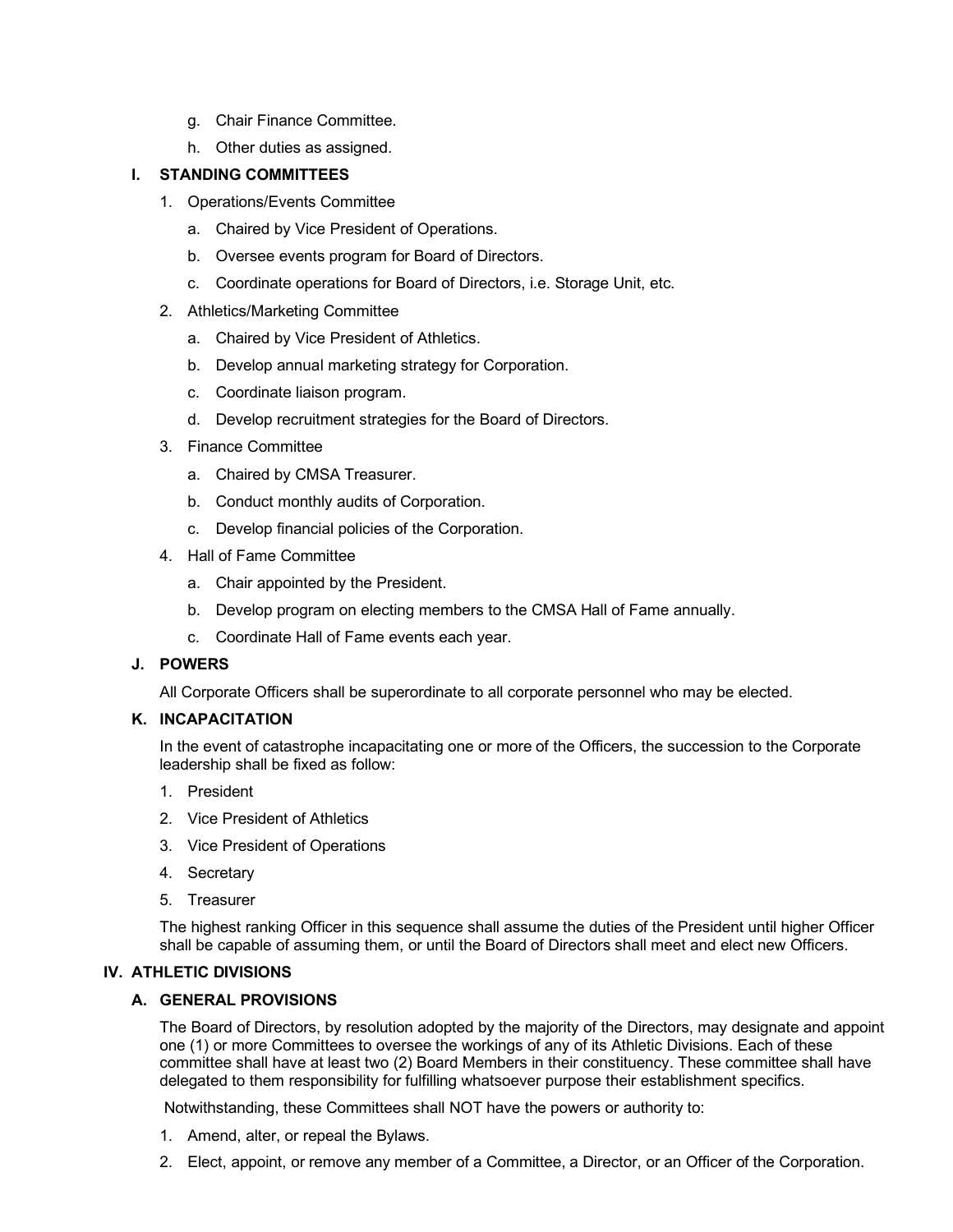g. Chair Finance Committee.

h. Other duties as assigned.

### I. STANDING COMMITTEES

1. Operations/Events Committee
   a. Chaired by Vice President of Operations.
   b. Oversee events program for Board of Directors.
   c. Coordinate operations for Board of Directors, i.e. Storage Unit, etc.
2. Athletics/Marketing Committee
   a. Chaired by Vice President of Athletics.
   b. Develop annual marketing strategy for Corporation.
   c. Coordinate liaison program.
   d. Develop recruitment strategies for the Board of Directors.
3. Finance Committee
   a. Chaired by CMSA Treasurer.
   b. Conduct monthly audits of Corporation.
   c. Develop financial policies of the Corporation.
4. Hall of Fame Committee
   a. Chair appointed by the President.
   b. Develop program on electing members to the CMSA Hall of Fame annually.
   c. Coordinate Hall of Fame events each year.

### J. POWERS

All Corporate Officers shall be superordinate to all corporate personnel who may be elected.

### K. INCAPACITATION

In the event of catastrophe incapacitating one or more of the Officers, the succession to the Corporate leadership shall be fixed as follow:

1. President
2. Vice President of Athletics
3. Vice President of Operations
4. Secretary
5. Treasurer

The highest ranking Officer in this sequence shall assume the duties of the President until higher Officer shall be capable of assuming them, or until the Board of Directors shall meet and elect new Officers.

## IV. ATHLETIC DIVISIONS

### A. GENERAL PROVISIONS

The Board of Directors, by resolution adopted by the majority of the Directors, may designate and appoint one (1) or more Committees to oversee the workings of any of its Athletic Divisions. Each of these committee shall have at least two (2) Board Members in their constituency. These committee shall have delegated to them responsibility for fulfilling whatsoever purpose their establishment specifics.

Notwithstanding, these Committees shall NOT have the powers or authority to:

1. Amend, alter, or repeal the Bylaws.
2. Elect, appoint, or remove any member of a Committee, a Director, or an Officer of the Corporation.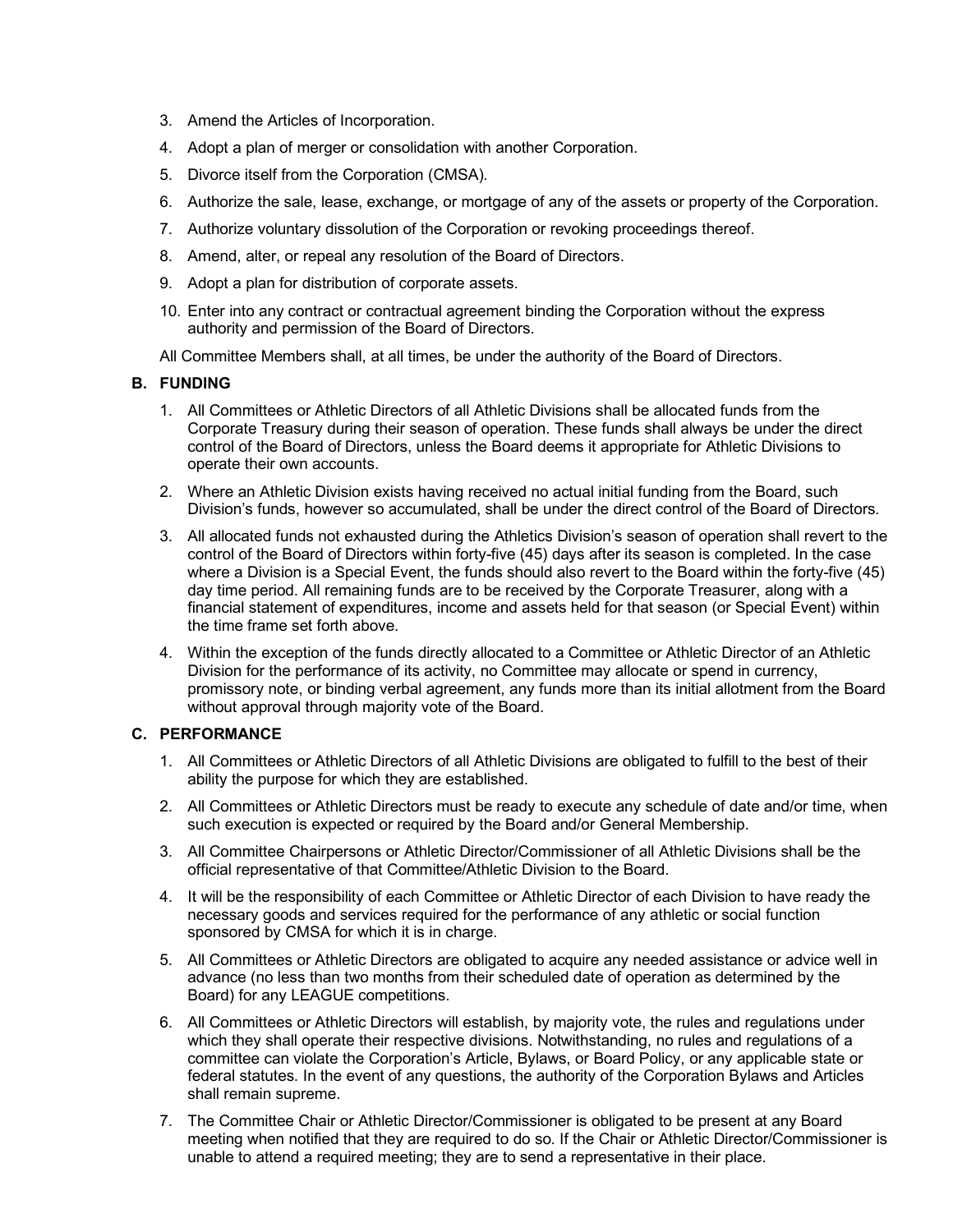3. Amend the Articles of Incorporation.
4. Adopt a plan of merger or consolidation with another Corporation.
5. Divorce itself from the Corporation (CMSA).
6. Authorize the sale, lease, exchange, or mortgage of any of the assets or property of the Corporation.
7. Authorize voluntary dissolution of the Corporation or revoking proceedings thereof.
8. Amend, alter, or repeal any resolution of the Board of Directors.
9. Adopt a plan for distribution of corporate assets.
10. Enter into any contract or contractual agreement binding the Corporation without the express authority and permission of the Board of Directors.

All Committee Members shall, at all times, be under the authority of the Board of Directors.

### B. FUNDING

1. All Committees or Athletic Directors of all Athletic Divisions shall be allocated funds from the Corporate Treasury during their season of operation. These funds shall always be under the direct control of the Board of Directors, unless the Board deems it appropriate for Athletic Divisions to operate their own accounts.
2. Where an Athletic Division exists having received no actual initial funding from the Board, such Division's funds, however so accumulated, shall be under the direct control of the Board of Directors.
3. All allocated funds not exhausted during the Athletics Division's season of operation shall revert to the control of the Board of Directors within forty-five (45) days after its season is completed. In the case where a Division is a Special Event, the funds should also revert to the Board within the forty-five (45) day time period. All remaining funds are to be received by the Corporate Treasurer, along with a financial statement of expenditures, income and assets held for that season (or Special Event) within the time frame set forth above.
4. Within the exception of the funds directly allocated to a Committee or Athletic Director of an Athletic Division for the performance of its activity, no Committee may allocate or spend in currency, promissory note, or binding verbal agreement, any funds more than its initial allotment from the Board without approval through majority vote of the Board.

### C. PERFORMANCE

1. All Committees or Athletic Directors of all Athletic Divisions are obligated to fulfill to the best of their ability the purpose for which they are established.
2. All Committees or Athletic Directors must be ready to execute any schedule of date and/or time, when such execution is expected or required by the Board and/or General Membership.
3. All Committee Chairpersons or Athletic Director/Commissioner of all Athletic Divisions shall be the official representative of that Committee/Athletic Division to the Board.
4. It will be the responsibility of each Committee or Athletic Director of each Division to have ready the necessary goods and services required for the performance of any athletic or social function sponsored by CMSA for which it is in charge.
5. All Committees or Athletic Directors are obligated to acquire any needed assistance or advice well in advance (no less than two months from their scheduled date of operation as determined by the Board) for any LEAGUE competitions.
6. All Committees or Athletic Directors will establish, by majority vote, the rules and regulations under which they shall operate their respective divisions. Notwithstanding, no rules and regulations of a committee can violate the Corporation's Article, Bylaws, or Board Policy, or any applicable state or federal statutes. In the event of any questions, the authority of the Corporation Bylaws and Articles shall remain supreme.
7. The Committee Chair or Athletic Director/Commissioner is obligated to be present at any Board meeting when notified that they are required to do so. If the Chair or Athletic Director/Commissioner is unable to attend a required meeting; they are to send a representative in their place.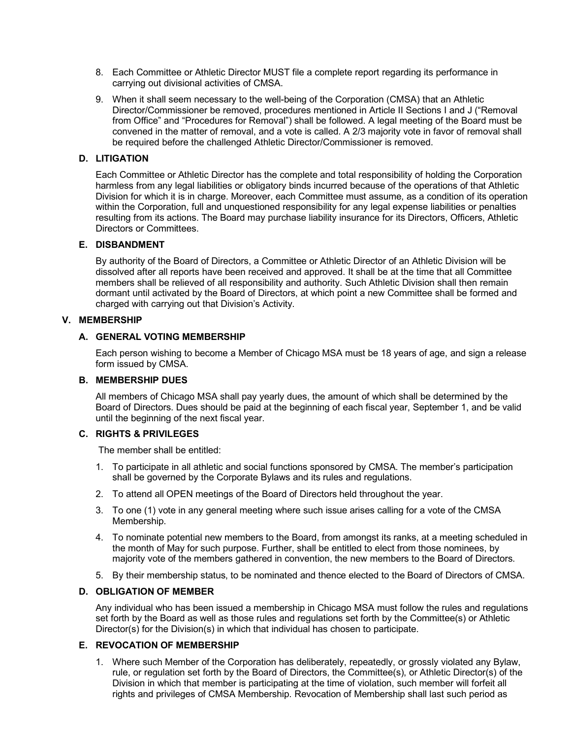8. Each Committee or Athletic Director MUST file a complete report regarding its performance in carrying out divisional activities of CMSA.

9. When it shall seem necessary to the well-being of the Corporation (CMSA) that an Athletic Director/Commissioner be removed, procedures mentioned in Article II Sections I and J ("Removal from Office" and "Procedures for Removal") shall be followed. A legal meeting of the Board must be convened in the matter of removal, and a vote is called. A 2/3 majority vote in favor of removal shall be required before the challenged Athletic Director/Commissioner is removed.

### D. LITIGATION

Each Committee or Athletic Director has the complete and total responsibility of holding the Corporation harmless from any legal liabilities or obligatory binds incurred because of the operations of that Athletic Division for which it is in charge. Moreover, each Committee must assume, as a condition of its operation within the Corporation, full and unquestioned responsibility for any legal expense liabilities or penalties resulting from its actions. The Board may purchase liability insurance for its Directors, Officers, Athletic Directors or Committees.

### E. DISBANDMENT

By authority of the Board of Directors, a Committee or Athletic Director of an Athletic Division will be dissolved after all reports have been received and approved. It shall be at the time that all Committee members shall be relieved of all responsibility and authority. Such Athletic Division shall then remain dormant until activated by the Board of Directors, at which point a new Committee shall be formed and charged with carrying out that Division's Activity.

## V. MEMBERSHIP

### A. GENERAL VOTING MEMBERSHIP

Each person wishing to become a Member of Chicago MSA must be 18 years of age, and sign a release form issued by CMSA.

### B. MEMBERSHIP DUES

All members of Chicago MSA shall pay yearly dues, the amount of which shall be determined by the Board of Directors. Dues should be paid at the beginning of each fiscal year, September 1, and be valid until the beginning of the next fiscal year.

### C. RIGHTS & PRIVILEGES

The member shall be entitled:

1. To participate in all athletic and social functions sponsored by CMSA. The member's participation shall be governed by the Corporate Bylaws and its rules and regulations.

2. To attend all OPEN meetings of the Board of Directors held throughout the year.

3. To one (1) vote in any general meeting where such issue arises calling for a vote of the CMSA Membership.

4. To nominate potential new members to the Board, from amongst its ranks, at a meeting scheduled in the month of May for such purpose. Further, shall be entitled to elect from those nominees, by majority vote of the members gathered in convention, the new members to the Board of Directors.

5. By their membership status, to be nominated and thence elected to the Board of Directors of CMSA.

### D. OBLIGATION OF MEMBER

Any individual who has been issued a membership in Chicago MSA must follow the rules and regulations set forth by the Board as well as those rules and regulations set forth by the Committee(s) or Athletic Director(s) for the Division(s) in which that individual has chosen to participate.

### E. REVOCATION OF MEMBERSHIP

1. Where such Member of the Corporation has deliberately, repeatedly, or grossly violated any Bylaw, rule, or regulation set forth by the Board of Directors, the Committee(s), or Athletic Director(s) of the Division in which that member is participating at the time of violation, such member will forfeit all rights and privileges of CMSA Membership. Revocation of Membership shall last such period as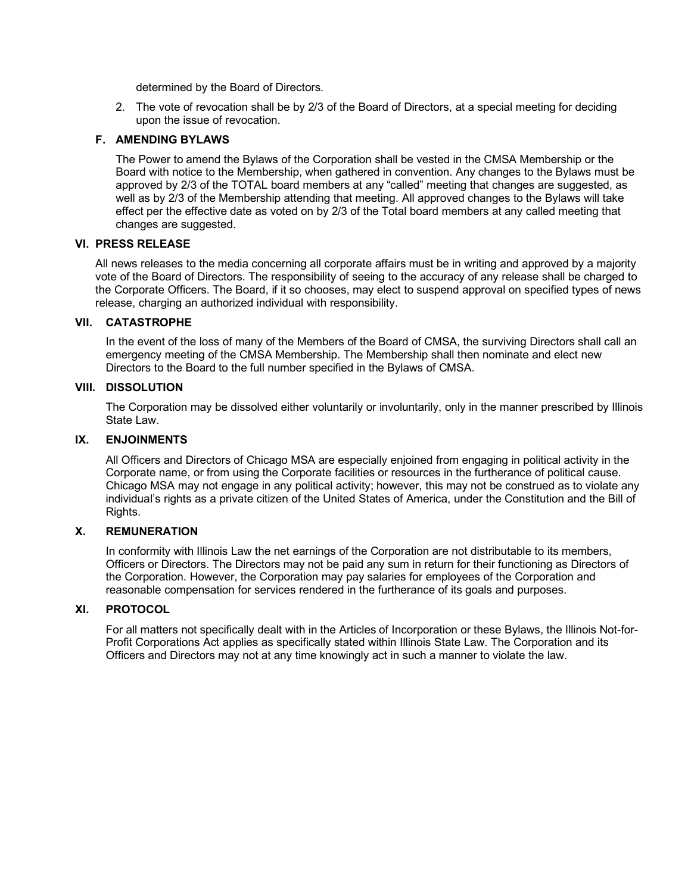determined by the Board of Directors.

2. The vote of revocation shall be by 2/3 of the Board of Directors, at a special meeting for deciding upon the issue of revocation.

### F. AMENDING BYLAWS

The Power to amend the Bylaws of the Corporation shall be vested in the CMSA Membership or the Board with notice to the Membership, when gathered in convention. Any changes to the Bylaws must be approved by 2/3 of the TOTAL board members at any "called" meeting that changes are suggested, as well as by 2/3 of the Membership attending that meeting. All approved changes to the Bylaws will take effect per the effective date as voted on by 2/3 of the Total board members at any called meeting that changes are suggested.

## VI. PRESS RELEASE

All news releases to the media concerning all corporate affairs must be in writing and approved by a majority vote of the Board of Directors. The responsibility of seeing to the accuracy of any release shall be charged to the Corporate Officers. The Board, if it so chooses, may elect to suspend approval on specified types of news release, charging an authorized individual with responsibility.

## VII. CATASTROPHE

In the event of the loss of many of the Members of the Board of CMSA, the surviving Directors shall call an emergency meeting of the CMSA Membership. The Membership shall then nominate and elect new Directors to the Board to the full number specified in the Bylaws of CMSA.

## VIII. DISSOLUTION

The Corporation may be dissolved either voluntarily or involuntarily, only in the manner prescribed by Illinois State Law.

## IX. ENJOINMENTS

All Officers and Directors of Chicago MSA are especially enjoined from engaging in political activity in the Corporate name, or from using the Corporate facilities or resources in the furtherance of political cause. Chicago MSA may not engage in any political activity; however, this may not be construed as to violate any individual's rights as a private citizen of the United States of America, under the Constitution and the Bill of Rights.

## X. REMUNERATION

In conformity with Illinois Law the net earnings of the Corporation are not distributable to its members, Officers or Directors. The Directors may not be paid any sum in return for their functioning as Directors of the Corporation. However, the Corporation may pay salaries for employees of the Corporation and reasonable compensation for services rendered in the furtherance of its goals and purposes.

## XI. PROTOCOL

For all matters not specifically dealt with in the Articles of Incorporation or these Bylaws, the Illinois Not-for-Profit Corporations Act applies as specifically stated within Illinois State Law. The Corporation and its Officers and Directors may not at any time knowingly act in such a manner to violate the law.